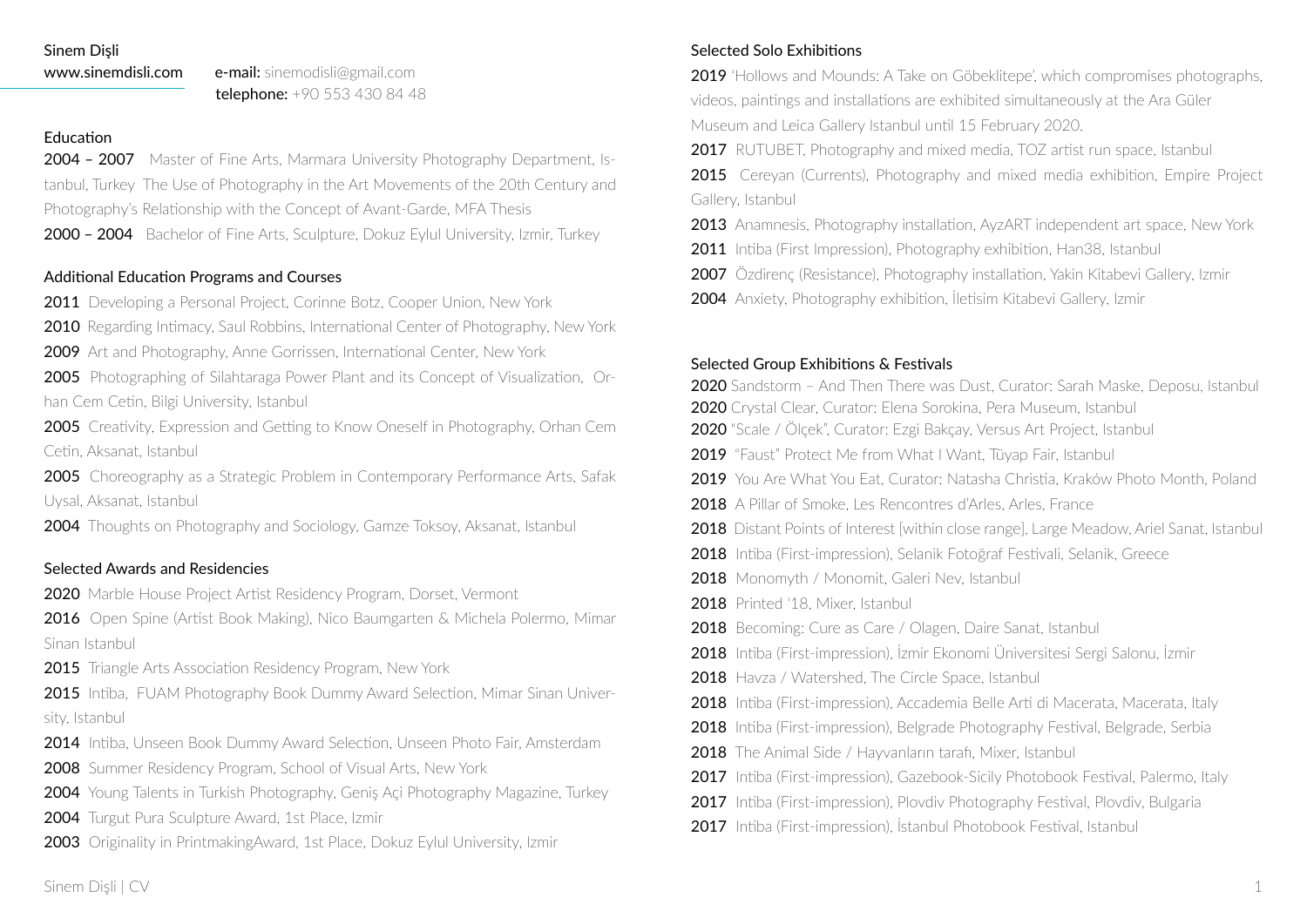Sinem Dişli

www.sinemdisli.com **e-mail:** sinemodisli@gmail.com
**telephone:** +90 553 430 84 48

## Education

**2004 – 2007** Master of Fine Arts, Marmara University Photography Department, Istanbul, Turkey The Use of Photography in the Art Movements of the 20th Century and Photography's Relationship with the Concept of Avant-Garde, MFA Thesis

**2000 – 2004** Bachelor of Fine Arts, Sculpture, Dokuz Eylul University, Izmir, Turkey

## Additional Education Programs and Courses

**2011** Developing a Personal Project, Corinne Botz, Cooper Union, New York

**2010** Regarding Intimacy, Saul Robbins, International Center of Photography, New York

**2009** Art and Photography, Anne Gorrissen, International Center, New York

**2005** Photographing of Silahtaraga Power Plant and its Concept of Visualization, Orhan Cem Cetin, Bilgi University, Istanbul

**2005** Creativity, Expression and Getting to Know Oneself in Photography, Orhan Cem Cetin, Aksanat, Istanbul

**2005** Choreography as a Strategic Problem in Contemporary Performance Arts, Safak Uysal, Aksanat, Istanbul

**2004** Thoughts on Photography and Sociology, Gamze Toksoy, Aksanat, Istanbul

## Selected Awards and Residencies

**2020** Marble House Project Artist Residency Program, Dorset, Vermont

**2016** Open Spine (Artist Book Making), Nico Baumgarten & Michela Polermo, Mimar Sinan Istanbul

**2015** Triangle Arts Association Residency Program, New York

**2015** Intiba, FUAM Photography Book Dummy Award Selection, Mimar Sinan University, Istanbul

**2014** Intiba, Unseen Book Dummy Award Selection, Unseen Photo Fair, Amsterdam

**2008** Summer Residency Program, School of Visual Arts, New York

**2004** Young Talents in Turkish Photography, Geniş Açi Photography Magazine, Turkey

**2004** Turgut Pura Sculpture Award, 1st Place, Izmir

**2003** Originality in PrintmakingAward, 1st Place, Dokuz Eylul University, Izmir

## Selected Solo Exhibitions

**2019** 'Hollows and Mounds: A Take on Göbeklitepe', which compromises photographs, videos, paintings and installations are exhibited simultaneously at the Ara Güler Museum and Leica Gallery Istanbul until 15 February 2020.

**2017** RUTUBET, Photography and mixed media, TOZ artist run space, Istanbul

**2015** Cereyan (Currents), Photography and mixed media exhibition, Empire Project Gallery, Istanbul

**2013** Anamnesis, Photography installation, AyzART independent art space, New York

**2011** Intiba (First Impression), Photography exhibition, Han38, Istanbul

**2007** Özdirenç (Resistance), Photography installation, Yakin Kitabevi Gallery, Izmir

**2004** Anxiety, Photography exhibition, İletisim Kitabevi Gallery, Izmir

## Selected Group Exhibitions & Festivals

**2020** Sandstorm – And Then There was Dust, Curator: Sarah Maske, Deposu, Istanbul

**2020** Crystal Clear, Curator: Elena Sorokina, Pera Museum, Istanbul

**2020** "Scale / Ölçek", Curator: Ezgi Bakçay, Versus Art Project, Istanbul

**2019** "Faust" Protect Me from What I Want, Tüyap Fair, Istanbul

**2019** You Are What You Eat, Curator: Natasha Christia, Kraków Photo Month, Poland

**2018** A Pillar of Smoke, Les Rencontres d'Arles, Arles, France

**2018** Distant Points of Interest [within close range], Large Meadow, Ariel Sanat, Istanbul

**2018** Intiba (First-impression), Selanik Fotoğraf Festivali, Selanik, Greece

**2018** Monomyth / Monomit, Galeri Nev, Istanbul

**2018** Printed '18, Mixer, Istanbul

**2018** Becoming: Cure as Care / Olagen, Daire Sanat, Istanbul

**2018** Intiba (First-impression), İzmir Ekonomi Üniversitesi Sergi Salonu, İzmir

**2018** Havza / Watershed, The Circle Space, Istanbul

**2018** Intiba (First-impression), Accademia Belle Arti di Macerata, Macerata, Italy

**2018** Intiba (First-impression), Belgrade Photography Festival, Belgrade, Serbia

**2018** The Animal Side / Hayvanların tarafı, Mixer, Istanbul

**2017** Intiba (First-impression), Gazebook-Sicily Photobook Festival, Palermo, Italy

**2017** Intiba (First-impression), Plovdiv Photography Festival, Plovdiv, Bulgaria

**2017** Intiba (First-impression), İstanbul Photobook Festival, Istanbul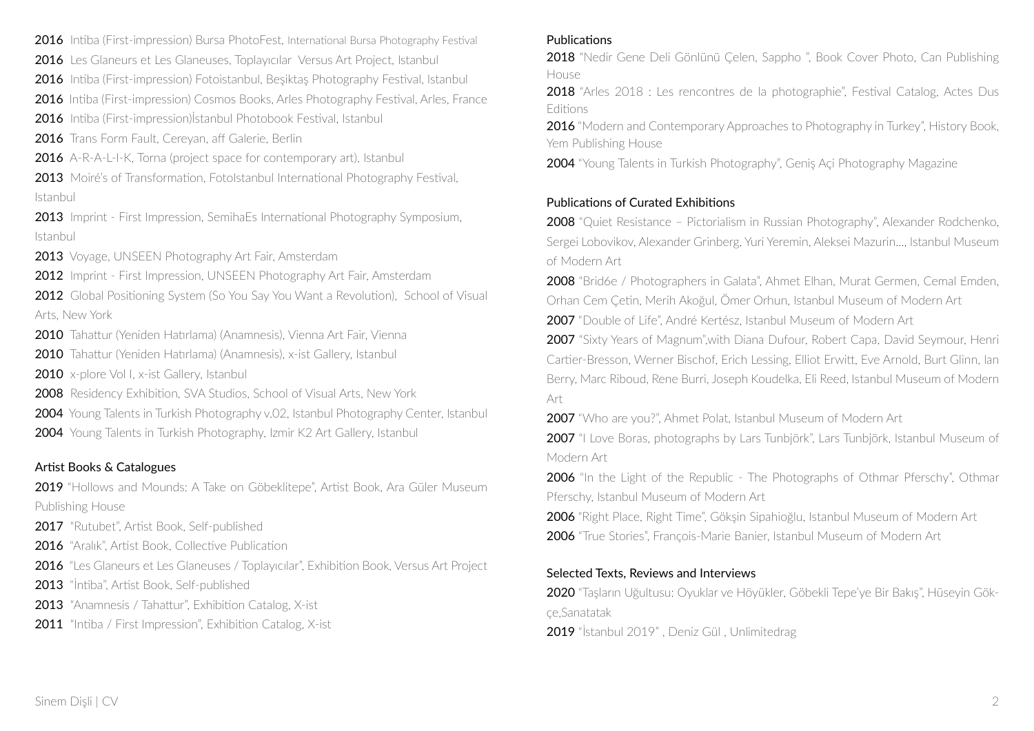**2016** Intiba (First-impression) Bursa PhotoFest, International Bursa Photography Festival
**2016** Les Glaneurs et Les Glaneuses, Toplayıcılar Versus Art Project, Istanbul
**2016** Intiba (First-impression) Fotoistanbul, Beşiktaş Photography Festival, Istanbul
**2016** Intiba (First-impression) Cosmos Books, Arles Photography Festival, Arles, France
**2016** Intiba (First-impression)İstanbul Photobook Festival, Istanbul
**2016** Trans Form Fault, Cereyan, aff Galerie, Berlin
**2016** A-R-A-L-I-K, Torna (project space for contemporary art), Istanbul
**2013** Moiré's of Transformation, FotoIstanbul International Photography Festival, Istanbul
**2013** Imprint - First Impression, SemihaEs International Photography Symposium, Istanbul
**2013** Voyage, UNSEEN Photography Art Fair, Amsterdam
**2012** Imprint - First Impression, UNSEEN Photography Art Fair, Amsterdam
**2012** Global Positioning System (So You Say You Want a Revolution), School of Visual Arts, New York
**2010** Tahattur (Yeniden Hatırlama) (Anamnesis), Vienna Art Fair, Vienna
**2010** Tahattur (Yeniden Hatırlama) (Anamnesis), x-ist Gallery, Istanbul
**2010** x-plore Vol I, x-ist Gallery, Istanbul
**2008** Residency Exhibition, SVA Studios, School of Visual Arts, New York
**2004** Young Talents in Turkish Photography v.02, Istanbul Photography Center, Istanbul
**2004** Young Talents in Turkish Photography, Izmir K2 Art Gallery, Istanbul

## Artist Books & Catalogues

**2019** "Hollows and Mounds: A Take on Göbeklitepe", Artist Book, Ara Güler Museum Publishing House
**2017** "Rutubet", Artist Book, Self-published
**2016** "Aralık", Artist Book, Collective Publication
**2016** "Les Glaneurs et Les Glaneuses / Toplayıcılar", Exhibition Book, Versus Art Project
**2013** "İntiba", Artist Book, Self-published
**2013** "Anamnesis / Tahattur", Exhibition Catalog, X-ist
**2011** "Intiba / First Impression", Exhibition Catalog, X-ist

## Publications

**2018** "Nedir Gene Deli Gönlünü Çelen, Sappho ", Book Cover Photo, Can Publishing House
**2018** "Arles 2018 : Les rencontres de la photographie", Festival Catalog, Actes Dus Editions
**2016** "Modern and Contemporary Approaches to Photography in Turkey", History Book, Yem Publishing House
**2004** "Young Talents in Turkish Photography", Geniş Açi Photography Magazine

## Publications of Curated Exhibitions

**2008** "Quiet Resistance – Pictorialism in Russian Photography", Alexander Rodchenko, Sergei Lobovikov, Alexander Grinberg, Yuri Yeremin, Aleksei Mazurin..., Istanbul Museum of Modern Art
**2008** "Brid6e / Photographers in Galata", Ahmet Elhan, Murat Germen, Cemal Emden, Orhan Cem Çetin, Merih Akoğul, Ömer Orhun, Istanbul Museum of Modern Art
**2007** "Double of Life", André Kertész, Istanbul Museum of Modern Art
**2007** "Sixty Years of Magnum",with Diana Dufour, Robert Capa, David Seymour, Henri Cartier-Bresson, Werner Bischof, Erich Lessing, Elliot Erwitt, Eve Arnold, Burt Glinn, Ian Berry, Marc Riboud, Rene Burri, Joseph Koudelka, Eli Reed, Istanbul Museum of Modern Art
**2007** "Who are you?", Ahmet Polat, Istanbul Museum of Modern Art
**2007** "I Love Boras, photographs by Lars Tunbjörk", Lars Tunbjörk, Istanbul Museum of Modern Art
**2006** "In the Light of the Republic - The Photographs of Othmar Pferschy", Othmar Pferschy, Istanbul Museum of Modern Art
**2006** "Right Place, Right Time", Gökşin Sipahioğlu, Istanbul Museum of Modern Art
**2006** "True Stories", François-Marie Banier, Istanbul Museum of Modern Art

## Selected Texts, Reviews and Interviews

**2020** "Taşların Uğultusu: Oyuklar ve Höyükler, Göbekli Tepe'ye Bir Bakış", Hüseyin Gökçe,Sanatatak
**2019** "İstanbul 2019" , Deniz Gül , Unlimitedrag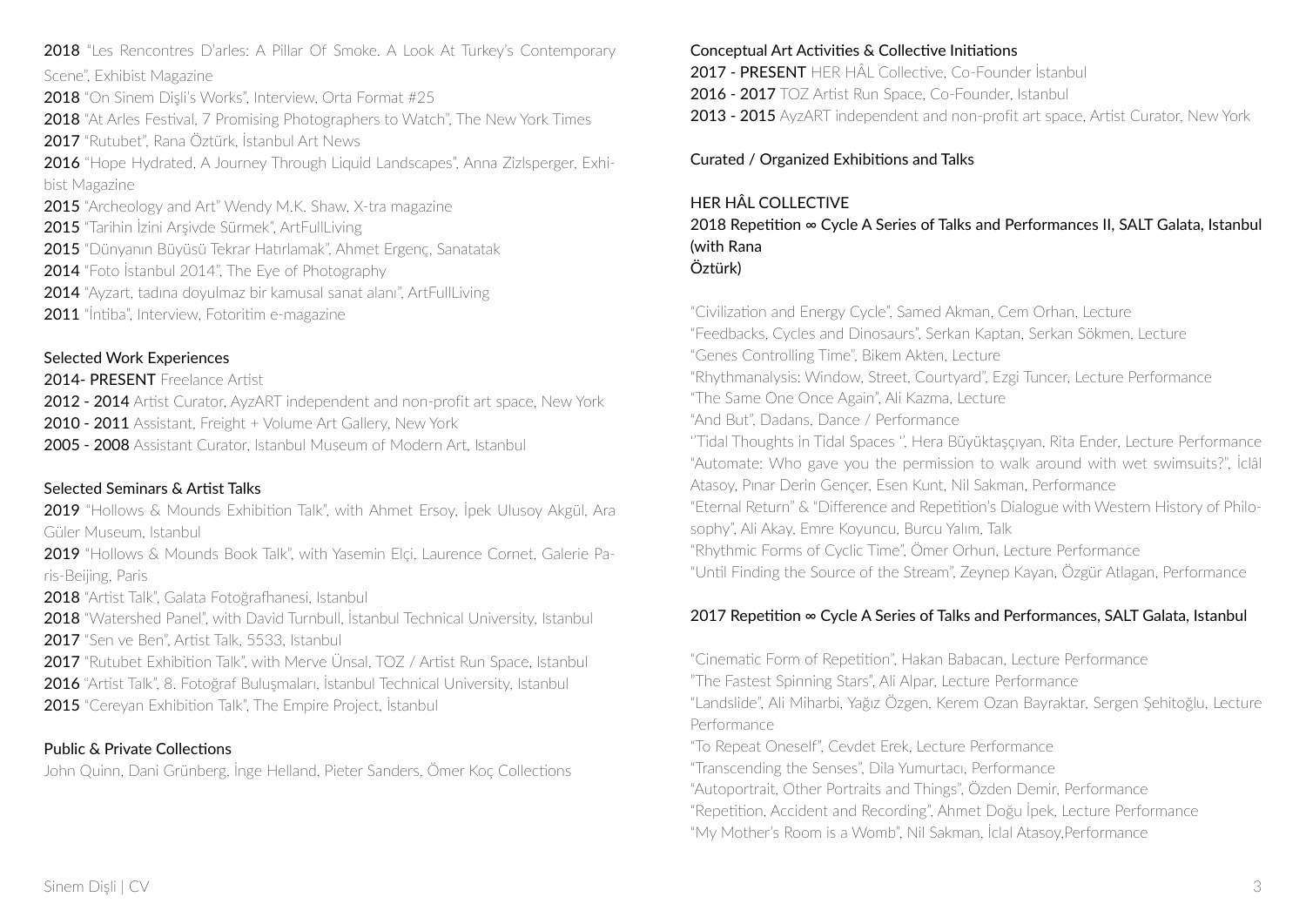**2018** "Les Rencontres D'arles: A Pillar Of Smoke. A Look At Turkey's Contemporary Scene", Exhibist Magazine
**2018** "On Sinem Dişli's Works", Interview, Orta Format #25
**2018** "At Arles Festival, 7 Promising Photographers to Watch", The New York Times
**2017** "Rutubet", Rana Öztürk, İstanbul Art News
**2016** "Hope Hydrated. A Journey Through Liquid Landscapes", Anna Zizlsperger, Exhibist Magazine
**2015** "Archeology and Art" Wendy M.K. Shaw, X-tra magazine
**2015** "Tarihin İzini Arşivde Sürmek", ArtFullLiving
**2015** "Dünyanın Büyüsü Tekrar Hatırlamak", Ahmet Ergenç, Sanatatak
**2014** "Foto İstanbul 2014", The Eye of Photography
**2014** "Ayzart, tadına doyulmaz bir kamusal sanat alanı", ArtFullLiving
**2011** "İntiba", Interview, Fotoritim e-magazine

## Selected Work Experiences

**2014- PRESENT** Freelance Artist
**2012 - 2014** Artist Curator, AyzART independent and non-profit art space, New York
**2010 - 2011** Assistant, Freight + Volume Art Gallery, New York
**2005 - 2008** Assistant Curator, Istanbul Museum of Modern Art, Istanbul

## Selected Seminars & Artist Talks

**2019** "Hollows & Mounds Exhibition Talk", with Ahmet Ersoy, İpek Ulusoy Akgül, Ara Güler Museum, Istanbul
**2019** "Hollows & Mounds Book Talk", with Yasemin Elçi, Laurence Cornet, Galerie Paris-Beijing, Paris
**2018** "Artist Talk", Galata Fotoğrafhanesi, Istanbul
**2018** "Watershed Panel", with David Turnbull, İstanbul Technical University, Istanbul
**2017** "Sen ve Ben", Artist Talk, 5533, Istanbul
**2017** "Rutubet Exhibition Talk", with Merve Ünsal, TOZ / Artist Run Space, Istanbul
**2016** "Artist Talk", 8. Fotoğraf Buluşmaları, İstanbul Technical University, Istanbul
**2015** "Cereyan Exhibition Talk", The Empire Project, İstanbul

## Public & Private Collections

John Quinn, Dani Grünberg, İnge Helland, Pieter Sanders, Ömer Koç Collections

## Conceptual Art Activities & Collective Initiations

**2017 - PRESENT** HER HÂL Collective, Co-Founder İstanbul
**2016 - 2017** TOZ Artist Run Space, Co-Founder, Istanbul
**2013 - 2015** AyzART independent and non-profit art space, Artist Curator, New York

## Curated / Organized Exhibitions and Talks

### HER HÂL COLLECTIVE

**2018 Repetition ∞ Cycle A Series of Talks and Performances II, SALT Galata, Istanbul (with Rana Öztürk)**

"Civilization and Energy Cycle", Samed Akman, Cem Orhan, Lecture
"Feedbacks, Cycles and Dinosaurs", Serkan Kaptan, Serkan Sökmen, Lecture
"Genes Controlling Time", Bikem Akten, Lecture
"Rhythmanalysis: Window, Street, Courtyard", Ezgi Tuncer, Lecture Performance
"The Same One Once Again", Ali Kazma, Lecture
"And But", Dadans, Dance / Performance
''Tidal Thoughts in Tidal Spaces '', Hera Büyüktaşçıyan, Rita Ender, Lecture Performance
"Automate: Who gave you the permission to walk around with wet swimsuits?", İclâl Atasoy, Pınar Derin Gençer, Esen Kunt, Nil Sakman, Performance
"Eternal Return" & "Difference and Repetition's Dialogue with Western History of Philosophy", Ali Akay, Emre Koyuncu, Burcu Yalım, Talk
"Rhythmic Forms of Cyclic Time", Ömer Orhun, Lecture Performance
"Until Finding the Source of the Stream", Zeynep Kayan, Özgür Atlagan, Performance

**2017 Repetition ∞ Cycle A Series of Talks and Performances, SALT Galata, Istanbul**

"Cinematic Form of Repetition", Hakan Babacan, Lecture Performance
"The Fastest Spinning Stars", Ali Alpar, Lecture Performance
"Landslide", Ali Miharbi, Yağız Özgen, Kerem Ozan Bayraktar, Sergen Şehitoğlu, Lecture Performance
"To Repeat Oneself", Cevdet Erek, Lecture Performance
"Transcending the Senses", Dila Yumurtacı, Performance
"Autoportrait, Other Portraits and Things", Özden Demir, Performance
"Repetition, Accident and Recording", Ahmet Doğu İpek, Lecture Performance
"My Mother's Room is a Womb", Nil Sakman, İclal Atasoy,Performance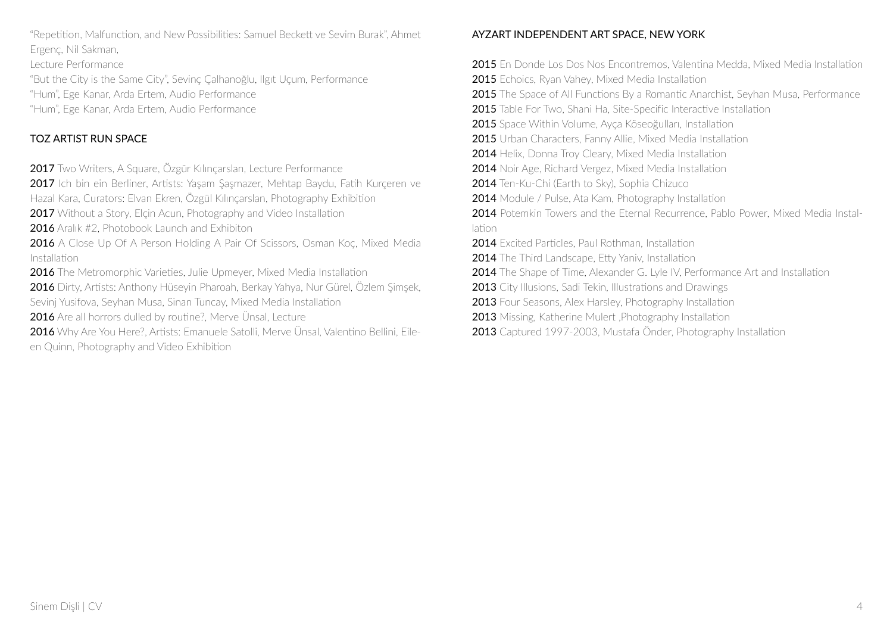"Repetition, Malfunction, and New Possibilities: Samuel Beckett ve Sevim Burak", Ahmet Ergenç, Nil Sakman,
Lecture Performance
"But the City is the Same City", Sevinç Çalhanoğlu, Ilgıt Uçum, Performance
"Hum", Ege Kanar, Arda Ertem, Audio Performance
"Hum", Ege Kanar, Arda Ertem, Audio Performance

## TOZ ARTIST RUN SPACE

**2017** Two Writers, A Square, Özgür Kılınçarslan, Lecture Performance
**2017** Ich bin ein Berliner, Artists: Yaşam Şaşmazer, Mehtap Baydu, Fatih Kurçeren ve Hazal Kara, Curators: Elvan Ekren, Özgül Kılınçarslan, Photography Exhibition
**2017** Without a Story, Elçin Acun, Photography and Video Installation
**2016** Aralık #2, Photobook Launch and Exhibiton
**2016** A Close Up Of A Person Holding A Pair Of Scissors, Osman Koç, Mixed Media Installation
**2016** The Metromorphic Varieties, Julie Upmeyer, Mixed Media Installation
**2016** Dirty, Artists: Anthony Hüseyin Pharoah, Berkay Yahya, Nur Gürel, Özlem Şimşek, Sevinj Yusifova, Seyhan Musa, Sinan Tuncay, Mixed Media Installation
**2016** Are all horrors dulled by routine?, Merve Ünsal, Lecture
**2016** Why Are You Here?, Artists: Emanuele Satolli, Merve Ünsal, Valentino Bellini, Eileen Quinn, Photography and Video Exhibition

## AYZART INDEPENDENT ART SPACE, NEW YORK

**2015** En Donde Los Dos Nos Encontremos, Valentina Medda, Mixed Media Installation
**2015** Echoics, Ryan Vahey, Mixed Media Installation
**2015** The Space of All Functions By a Romantic Anarchist, Seyhan Musa, Performance
**2015** Table For Two, Shani Ha, Site-Specific Interactive Installation
**2015** Space Within Volume, Ayça Köseoğulları, Installation
**2015** Urban Characters, Fanny Allie, Mixed Media Installation
**2014** Helix, Donna Troy Cleary, Mixed Media Installation
**2014** Noir Age, Richard Vergez, Mixed Media Installation
**2014** Ten-Ku-Chi (Earth to Sky), Sophia Chizuco
**2014** Module / Pulse, Ata Kam, Photography Installation
**2014** Potemkin Towers and the Eternal Recurrence, Pablo Power, Mixed Media Installation
**2014** Excited Particles, Paul Rothman, Installation
**2014** The Third Landscape, Etty Yaniv, Installation
**2014** The Shape of Time, Alexander G. Lyle IV, Performance Art and Installation
**2013** City Illusions, Sadi Tekin, Illustrations and Drawings
**2013** Four Seasons, Alex Harsley, Photography Installation
**2013** Missing, Katherine Mulert ,Photography Installation
**2013** Captured 1997-2003, Mustafa Önder, Photography Installation